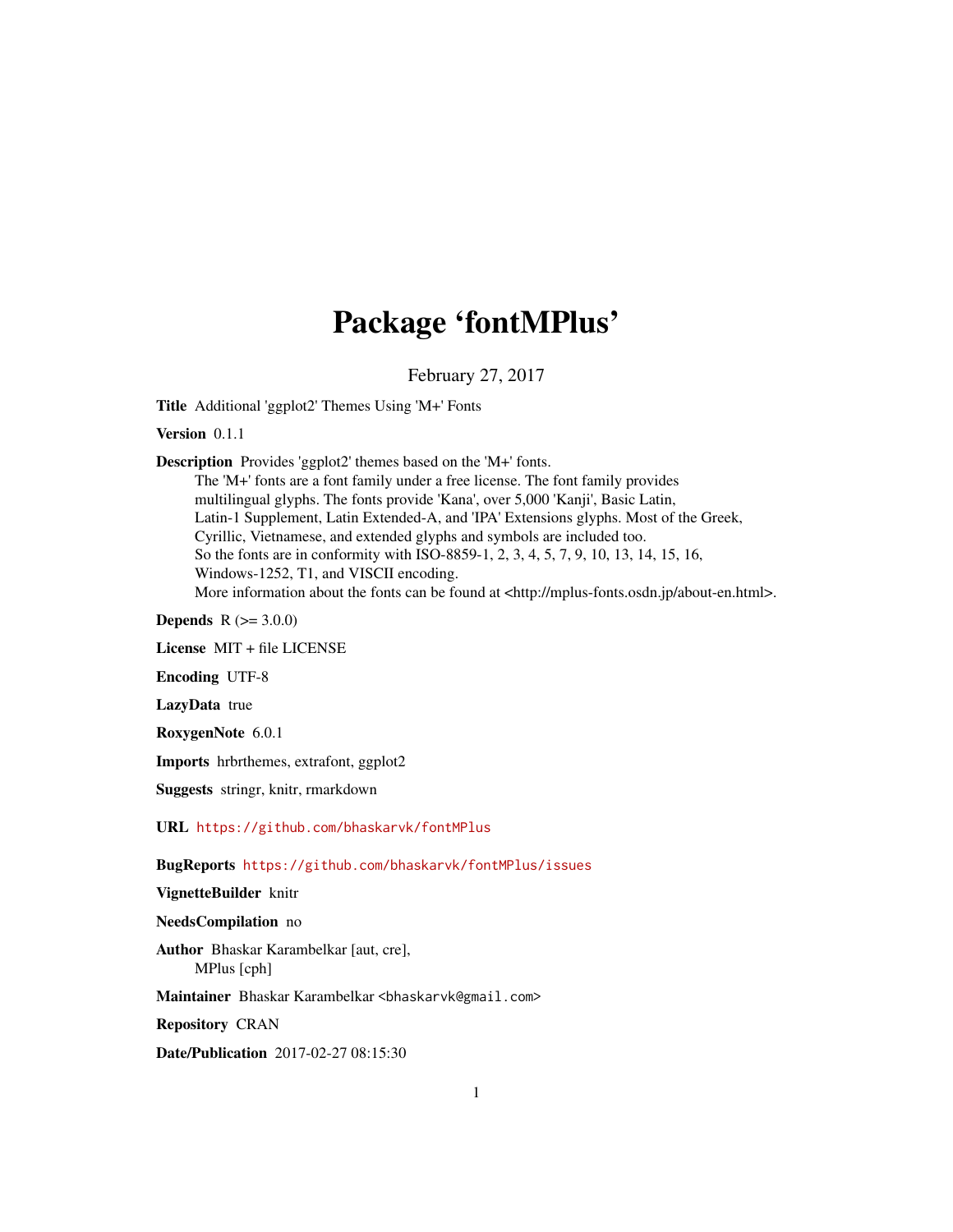# Package 'fontMPlus'

February 27, 2017

**Title** Additional 'ggplot2' Themes Using 'M+' Fonts

**Version** 0.1.1

**Description** Provides 'ggplot2' themes based on the 'M+' fonts.
The 'M+' fonts are a font family under a free license. The font family provides multilingual glyphs. The fonts provide 'Kana', over 5,000 'Kanji', Basic Latin, Latin-1 Supplement, Latin Extended-A, and 'IPA' Extensions glyphs. Most of the Greek, Cyrillic, Vietnamese, and extended glyphs and symbols are included too.
So the fonts are in conformity with ISO-8859-1, 2, 3, 4, 5, 7, 9, 10, 13, 14, 15, 16, Windows-1252, T1, and VISCII encoding.
More information about the fonts can be found at <http://mplus-fonts.osdn.jp/about-en.html>.

**Depends** R (>= 3.0.0)

**License** MIT + file LICENSE

**Encoding** UTF-8

**LazyData** true

**RoxygenNote** 6.0.1

**Imports** hrbrthemes, extrafont, ggplot2

**Suggests** stringr, knitr, rmarkdown

**URL** https://github.com/bhaskarvk/fontMPlus

**BugReports** https://github.com/bhaskarvk/fontMPlus/issues

**VignetteBuilder** knitr

**NeedsCompilation** no

**Author** Bhaskar Karambelkar [aut, cre],
MPlus [cph]

**Maintainer** Bhaskar Karambelkar <bhaskarvk@gmail.com>

**Repository** CRAN

**Date/Publication** 2017-02-27 08:15:30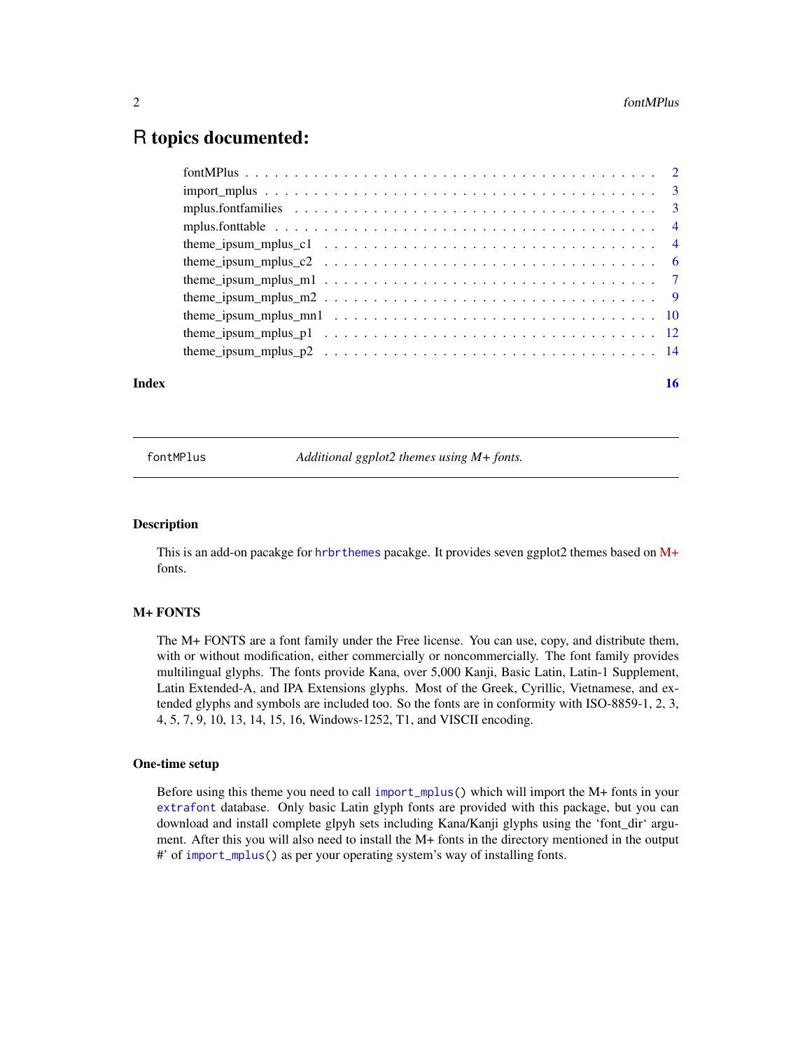# R topics documented:

- fontMPlus . . . . . . . . . . . . . . . . . . . . . . . . . . . . . . . . . . . . . . . . . . . 2
- import_mplus . . . . . . . . . . . . . . . . . . . . . . . . . . . . . . . . . . . . . . . . . 3
- mplus.fontfamilies . . . . . . . . . . . . . . . . . . . . . . . . . . . . . . . . . . . . . 3
- mplus.fonttable . . . . . . . . . . . . . . . . . . . . . . . . . . . . . . . . . . . . . . . 4
- theme_ipsum_mplus_c1 . . . . . . . . . . . . . . . . . . . . . . . . . . . . . . . . . 4
- theme_ipsum_mplus_c2 . . . . . . . . . . . . . . . . . . . . . . . . . . . . . . . . . 6
- theme_ipsum_mplus_m1 . . . . . . . . . . . . . . . . . . . . . . . . . . . . . . . . . 7
- theme_ipsum_mplus_m2 . . . . . . . . . . . . . . . . . . . . . . . . . . . . . . . . . 9
- theme_ipsum_mplus_mn1 . . . . . . . . . . . . . . . . . . . . . . . . . . . . . . . . 10
- theme_ipsum_mplus_p1 . . . . . . . . . . . . . . . . . . . . . . . . . . . . . . . . . 12
- theme_ipsum_mplus_p2 . . . . . . . . . . . . . . . . . . . . . . . . . . . . . . . . . 14

**Index** **16**

---

`fontMPlus` *Additional ggplot2 themes using M+ fonts.*

---

## Description

This is an add-on pacakge for `hrbrthemes` pacakge. It provides seven ggplot2 themes based on M+ fonts.

## M+ FONTS

The M+ FONTS are a font family under the Free license. You can use, copy, and distribute them, with or without modification, either commercially or noncommercially. The font family provides multilingual glyphs. The fonts provide Kana, over 5,000 Kanji, Basic Latin, Latin-1 Supplement, Latin Extended-A, and IPA Extensions glyphs. Most of the Greek, Cyrillic, Vietnamese, and extended glyphs and symbols are included too. So the fonts are in conformity with ISO-8859-1, 2, 3, 4, 5, 7, 9, 10, 13, 14, 15, 16, Windows-1252, T1, and VISCII encoding.

## One-time setup

Before using this theme you need to call `import_mplus()` which will import the M+ fonts in your `extrafont` database. Only basic Latin glyph fonts are provided with this package, but you can download and install complete glpyh sets including Kana/Kanji glyphs using the 'font_dir' argument. After this you will also need to install the M+ fonts in the directory mentioned in the output #' of `import_mplus()` as per your operating system's way of installing fonts.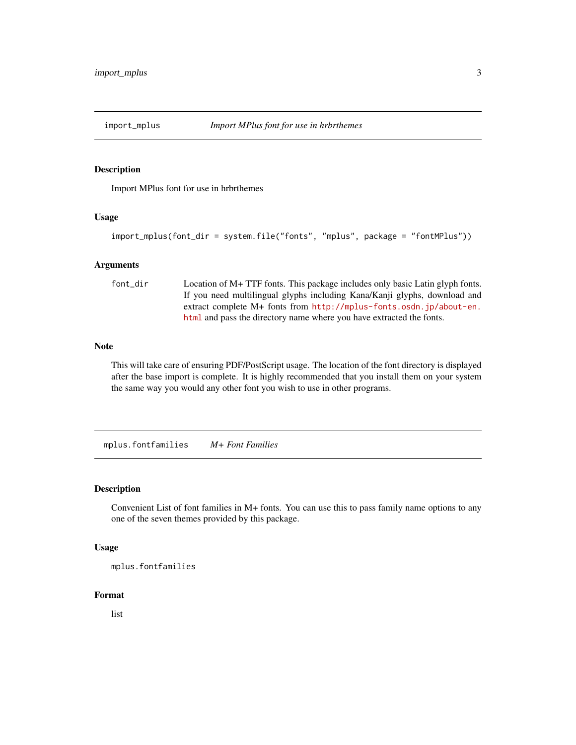## import_mplus — *Import MPlus font for use in hrbrthemes*

### Description

Import MPlus font for use in hrbrthemes

### Usage

```
import_mplus(font_dir = system.file("fonts", "mplus", package = "fontMPlus"))
```

### Arguments

| | |
|---|---|
| `font_dir` | Location of M+ TTF fonts. This package includes only basic Latin glyph fonts. If you need multilingual glyphs including Kana/Kanji glyphs, download and extract complete M+ fonts from http://mplus-fonts.osdn.jp/about-en.html and pass the directory name where you have extracted the fonts. |

### Note

This will take care of ensuring PDF/PostScript usage. The location of the font directory is displayed after the base import is complete. It is highly recommended that you install them on your system the same way you would any other font you wish to use in other programs.

## mplus.fontfamilies — *M+ Font Families*

### Description

Convenient List of font families in M+ fonts. You can use this to pass family name options to any one of the seven themes provided by this package.

### Usage

```
mplus.fontfamilies
```

### Format

list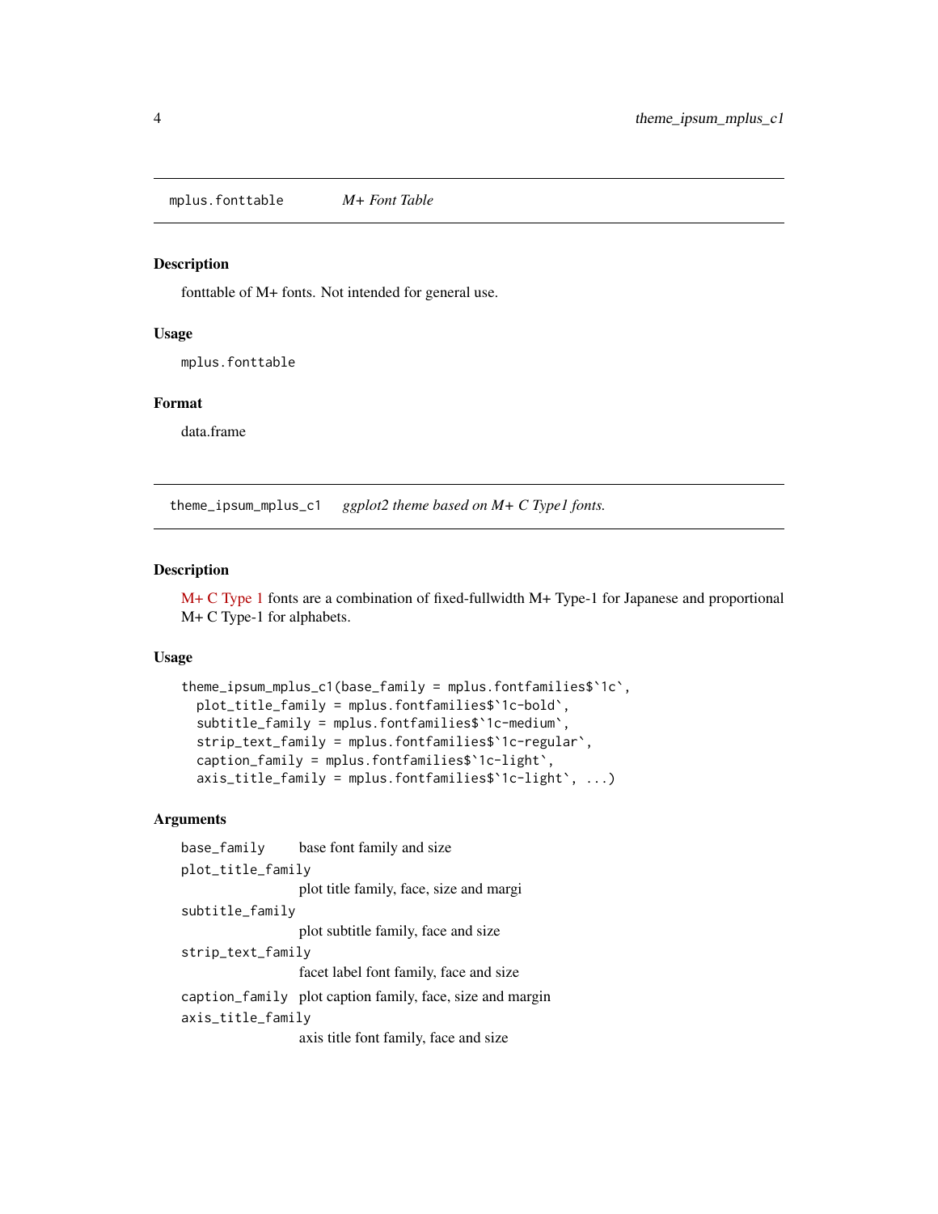## mplus.fonttable *M+ Font Table*

### Description

fonttable of M+ fonts. Not intended for general use.

### Usage

```
mplus.fonttable
```

### Format

data.frame

## theme_ipsum_mplus_c1 *ggplot2 theme based on M+ C Type1 fonts.*

### Description

M+ C Type 1 fonts are a combination of fixed-fullwidth M+ Type-1 for Japanese and proportional M+ C Type-1 for alphabets.

### Usage

```
theme_ipsum_mplus_c1(base_family = mplus.fontfamilies$`1c`,
  plot_title_family = mplus.fontfamilies$`1c-bold`,
  subtitle_family = mplus.fontfamilies$`1c-medium`,
  strip_text_family = mplus.fontfamilies$`1c-regular`,
  caption_family = mplus.fontfamilies$`1c-light`,
  axis_title_family = mplus.fontfamilies$`1c-light`, ...)
```

### Arguments

| | |
|---|---|
| `base_family` | base font family and size |
| `plot_title_family` | plot title family, face, size and margi |
| `subtitle_family` | plot subtitle family, face and size |
| `strip_text_family` | facet label font family, face and size |
| `caption_family` | plot caption family, face, size and margin |
| `axis_title_family` | axis title font family, face and size |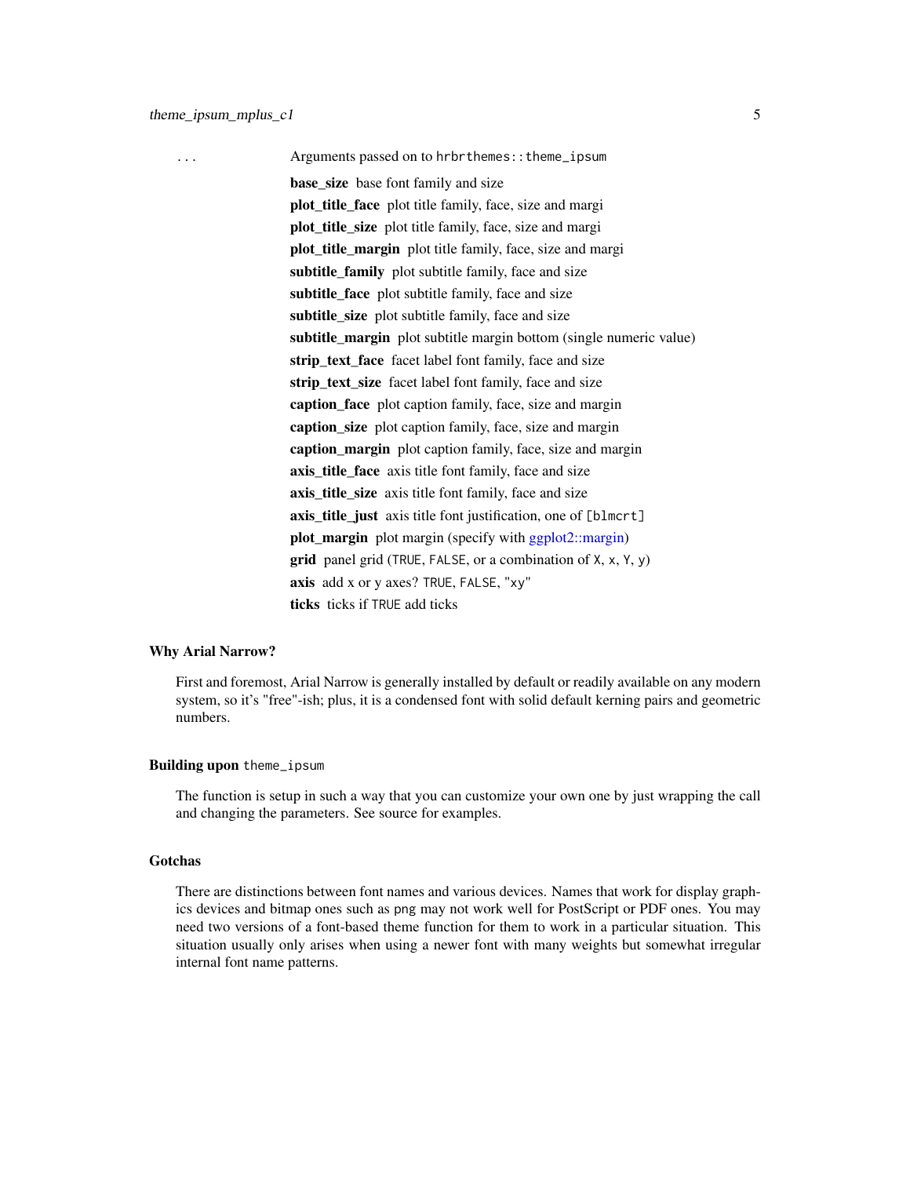| | |
|---|---|
| ... | Arguments passed on to `hrbrthemes::theme_ipsum` |

**base_size** base font family and size

**plot_title_face** plot title family, face, size and margi

**plot_title_size** plot title family, face, size and margi

**plot_title_margin** plot title family, face, size and margi

**subtitle_family** plot subtitle family, face and size

**subtitle_face** plot subtitle family, face and size

**subtitle_size** plot subtitle family, face and size

**subtitle_margin** plot subtitle margin bottom (single numeric value)

**strip_text_face** facet label font family, face and size

**strip_text_size** facet label font family, face and size

**caption_face** plot caption family, face, size and margin

**caption_size** plot caption family, face, size and margin

**caption_margin** plot caption family, face, size and margin

**axis_title_face** axis title font family, face and size

**axis_title_size** axis title font family, face and size

**axis_title_just** axis title font justification, one of `[blmcrt]`

**plot_margin** plot margin (specify with ggplot2::margin)

**grid** panel grid (`TRUE`, `FALSE`, or a combination of `X`, `x`, `Y`, `y`)

**axis** add x or y axes? `TRUE`, `FALSE`, `"xy"`

**ticks** ticks if `TRUE` add ticks

### Why Arial Narrow?

First and foremost, Arial Narrow is generally installed by default or readily available on any modern system, so it's "free"-ish; plus, it is a condensed font with solid default kerning pairs and geometric numbers.

### Building upon `theme_ipsum`

The function is setup in such a way that you can customize your own one by just wrapping the call and changing the parameters. See source for examples.

### Gotchas

There are distinctions between font names and various devices. Names that work for display graphics devices and bitmap ones such as `png` may not work well for PostScript or PDF ones. You may need two versions of a font-based theme function for them to work in a particular situation. This situation usually only arises when using a newer font with many weights but somewhat irregular internal font name patterns.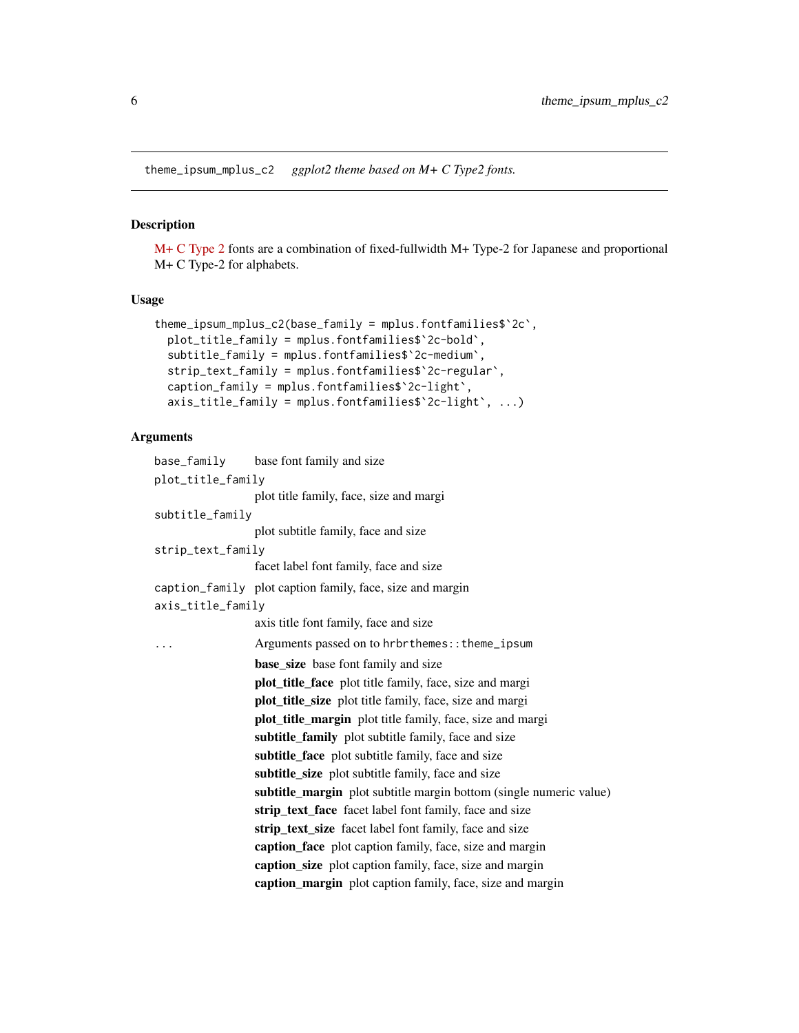`theme_ipsum_mplus_c2` *ggplot2 theme based on M+ C Type2 fonts.*

## Description

M+ C Type 2 fonts are a combination of fixed-fullwidth M+ Type-2 for Japanese and proportional M+ C Type-2 for alphabets.

## Usage

```
theme_ipsum_mplus_c2(base_family = mplus.fontfamilies$`2c`,
  plot_title_family = mplus.fontfamilies$`2c-bold`,
  subtitle_family = mplus.fontfamilies$`2c-medium`,
  strip_text_family = mplus.fontfamilies$`2c-regular`,
  caption_family = mplus.fontfamilies$`2c-light`,
  axis_title_family = mplus.fontfamilies$`2c-light`, ...)
```

## Arguments

`base_family` base font family and size

`plot_title_family` plot title family, face, size and margi

`subtitle_family` plot subtitle family, face and size

`strip_text_family` facet label font family, face and size

`caption_family` plot caption family, face, size and margin

`axis_title_family` axis title font family, face and size

`...` Arguments passed on to `hrbrthemes::theme_ipsum`

- **base_size** base font family and size
- **plot_title_face** plot title family, face, size and margi
- **plot_title_size** plot title family, face, size and margi
- **plot_title_margin** plot title family, face, size and margi
- **subtitle_family** plot subtitle family, face and size
- **subtitle_face** plot subtitle family, face and size
- **subtitle_size** plot subtitle family, face and size
- **subtitle_margin** plot subtitle margin bottom (single numeric value)
- **strip_text_face** facet label font family, face and size
- **strip_text_size** facet label font family, face and size
- **caption_face** plot caption family, face, size and margin
- **caption_size** plot caption family, face, size and margin
- **caption_margin** plot caption family, face, size and margin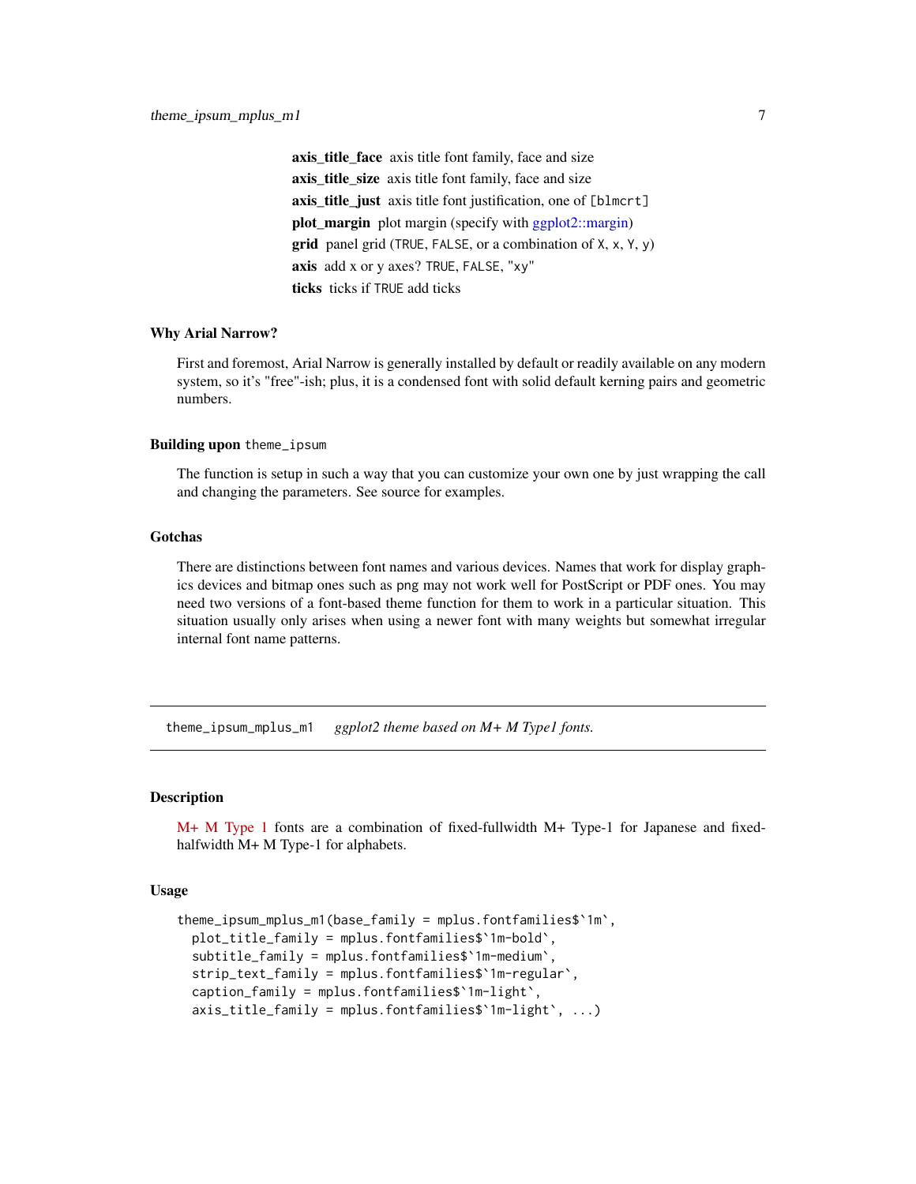**axis_title_face** axis title font family, face and size

**axis_title_size** axis title font family, face and size

**axis_title_just** axis title font justification, one of [blmcrt]

**plot_margin** plot margin (specify with ggplot2::margin)

**grid** panel grid (TRUE, FALSE, or a combination of X, x, Y, y)

**axis** add x or y axes? TRUE, FALSE, "xy"

**ticks** ticks if TRUE add ticks

### Why Arial Narrow?

First and foremost, Arial Narrow is generally installed by default or readily available on any modern system, so it's "free"-ish; plus, it is a condensed font with solid default kerning pairs and geometric numbers.

### Building upon `theme_ipsum`

The function is setup in such a way that you can customize your own one by just wrapping the call and changing the parameters. See source for examples.

### Gotchas

There are distinctions between font names and various devices. Names that work for display graphics devices and bitmap ones such as png may not work well for PostScript or PDF ones. You may need two versions of a font-based theme function for them to work in a particular situation. This situation usually only arises when using a newer font with many weights but somewhat irregular internal font name patterns.

---

## `theme_ipsum_mplus_m1` *ggplot2 theme based on M+ M Type1 fonts.*

---

### Description

M+ M Type 1 fonts are a combination of fixed-fullwidth M+ Type-1 for Japanese and fixed-halfwidth M+ M Type-1 for alphabets.

### Usage

```
theme_ipsum_mplus_m1(base_family = mplus.fontfamilies$`1m`,
  plot_title_family = mplus.fontfamilies$`1m-bold`,
  subtitle_family = mplus.fontfamilies$`1m-medium`,
  strip_text_family = mplus.fontfamilies$`1m-regular`,
  caption_family = mplus.fontfamilies$`1m-light`,
  axis_title_family = mplus.fontfamilies$`1m-light`, ...)
```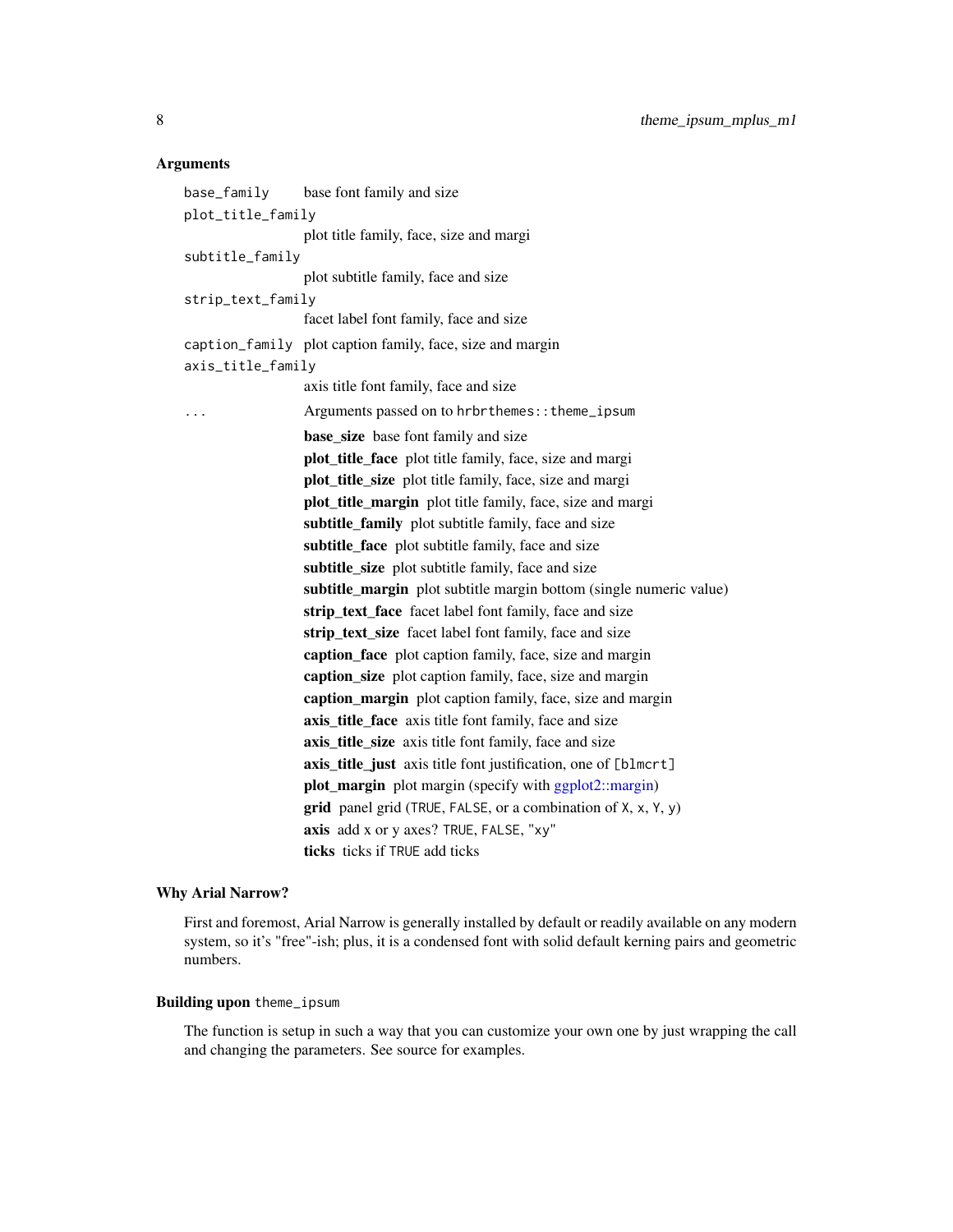### Arguments

`base_family` base font family and size

`plot_title_family` plot title family, face, size and margi

`subtitle_family` plot subtitle family, face and size

`strip_text_family` facet label font family, face and size

`caption_family` plot caption family, face, size and margin

`axis_title_family` axis title font family, face and size

`...` Arguments passed on to `hrbrthemes::theme_ipsum`

- **base_size** base font family and size
- **plot_title_face** plot title family, face, size and margi
- **plot_title_size** plot title family, face, size and margi
- **plot_title_margin** plot title family, face, size and margi
- **subtitle_family** plot subtitle family, face and size
- **subtitle_face** plot subtitle family, face and size
- **subtitle_size** plot subtitle family, face and size
- **subtitle_margin** plot subtitle margin bottom (single numeric value)
- **strip_text_face** facet label font family, face and size
- **strip_text_size** facet label font family, face and size
- **caption_face** plot caption family, face, size and margin
- **caption_size** plot caption family, face, size and margin
- **caption_margin** plot caption family, face, size and margin
- **axis_title_face** axis title font family, face and size
- **axis_title_size** axis title font family, face and size
- **axis_title_just** axis title font justification, one of `[blmcrt]`
- **plot_margin** plot margin (specify with ggplot2::margin)
- **grid** panel grid (`TRUE`, `FALSE`, or a combination of `X`, `x`, `Y`, `y`)
- **axis** add x or y axes? `TRUE`, `FALSE`, `"xy"`
- **ticks** ticks if `TRUE` add ticks

### Why Arial Narrow?

First and foremost, Arial Narrow is generally installed by default or readily available on any modern system, so it's "free"-ish; plus, it is a condensed font with solid default kerning pairs and geometric numbers.

### Building upon `theme_ipsum`

The function is setup in such a way that you can customize your own one by just wrapping the call and changing the parameters. See source for examples.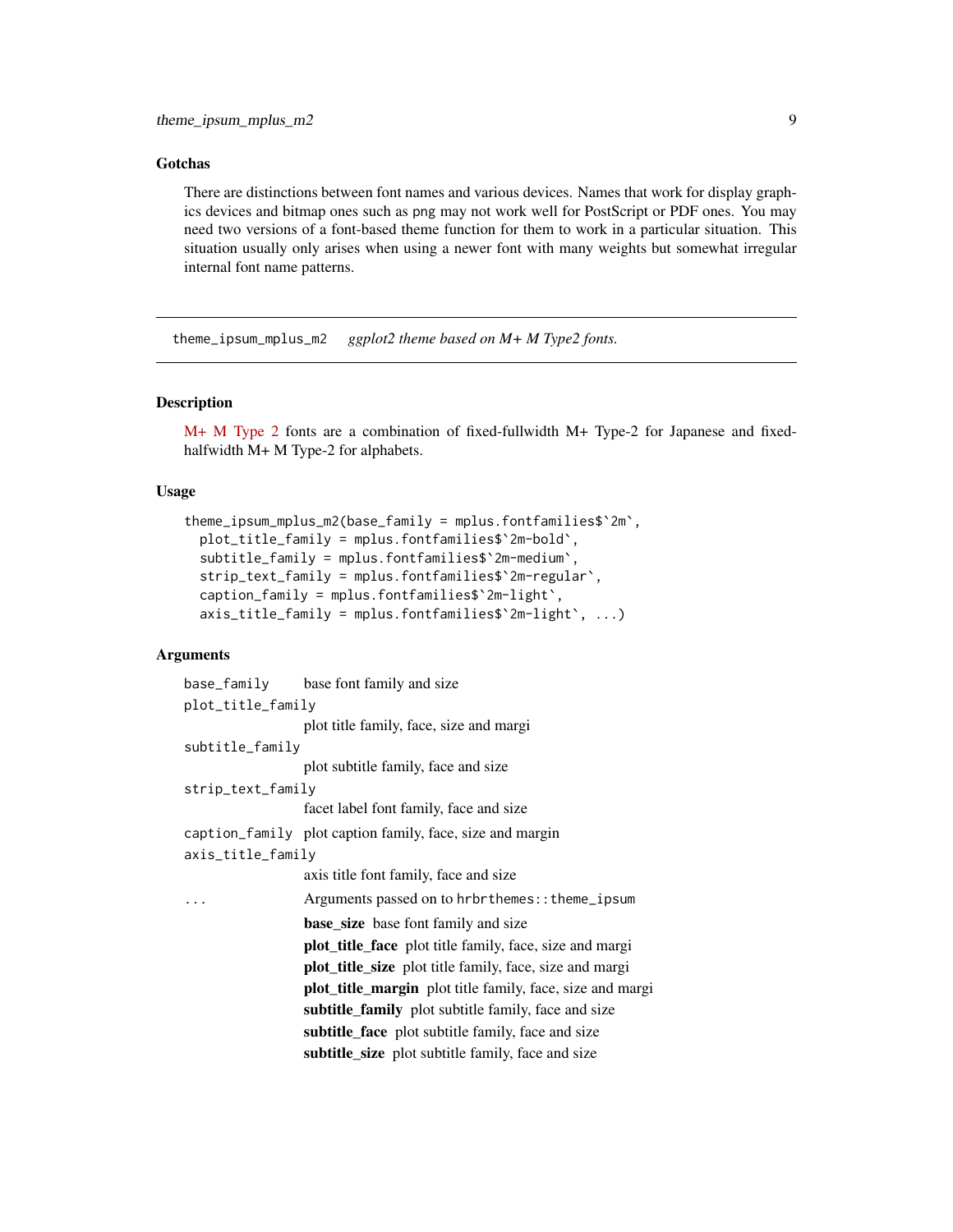### Gotchas

There are distinctions between font names and various devices. Names that work for display graphics devices and bitmap ones such as png may not work well for PostScript or PDF ones. You may need two versions of a font-based theme function for them to work in a particular situation. This situation usually only arises when using a newer font with many weights but somewhat irregular internal font name patterns.

---

## theme_ipsum_mplus_m2 *ggplot2 theme based on M+ M Type2 fonts.*

---

### Description

M+ M Type 2 fonts are a combination of fixed-fullwidth M+ Type-2 for Japanese and fixed-halfwidth M+ M Type-2 for alphabets.

### Usage

```
theme_ipsum_mplus_m2(base_family = mplus.fontfamilies$`2m`,
  plot_title_family = mplus.fontfamilies$`2m-bold`,
  subtitle_family = mplus.fontfamilies$`2m-medium`,
  strip_text_family = mplus.fontfamilies$`2m-regular`,
  caption_family = mplus.fontfamilies$`2m-light`,
  axis_title_family = mplus.fontfamilies$`2m-light`, ...)
```

### Arguments

| | |
|---|---|
| `base_family` | base font family and size |
| `plot_title_family` | plot title family, face, size and margi |
| `subtitle_family` | plot subtitle family, face and size |
| `strip_text_family` | facet label font family, face and size |
| `caption_family` | plot caption family, face, size and margin |
| `axis_title_family` | axis title font family, face and size |
| `...` | Arguments passed on to `hrbrthemes::theme_ipsum`<br>**base_size** base font family and size<br>**plot_title_face** plot title family, face, size and margi<br>**plot_title_size** plot title family, face, size and margi<br>**plot_title_margin** plot title family, face, size and margi<br>**subtitle_family** plot subtitle family, face and size<br>**subtitle_face** plot subtitle family, face and size<br>**subtitle_size** plot subtitle family, face and size |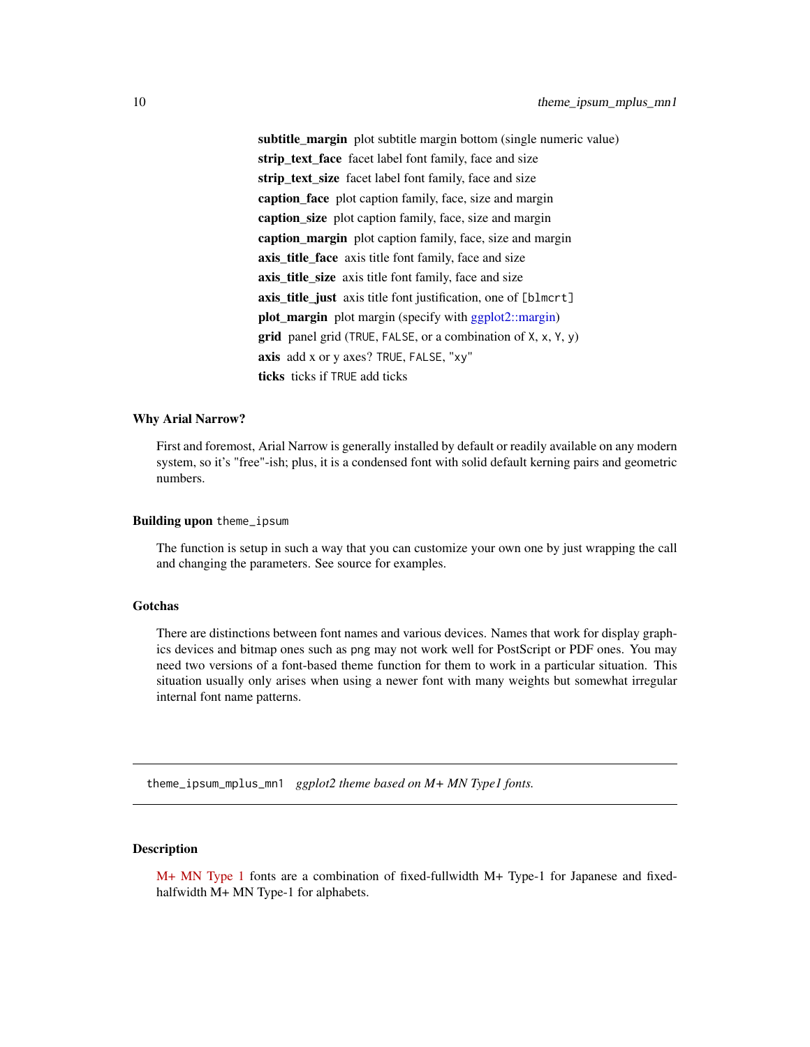**subtitle_margin** plot subtitle margin bottom (single numeric value)
**strip_text_face** facet label font family, face and size
**strip_text_size** facet label font family, face and size
**caption_face** plot caption family, face, size and margin
**caption_size** plot caption family, face, size and margin
**caption_margin** plot caption family, face, size and margin
**axis_title_face** axis title font family, face and size
**axis_title_size** axis title font family, face and size
**axis_title_just** axis title font justification, one of `[blmcrt]`
**plot_margin** plot margin (specify with ggplot2::margin)
**grid** panel grid (`TRUE`, `FALSE`, or a combination of `X`, `x`, `Y`, `y`)
**axis** add x or y axes? `TRUE`, `FALSE`, `"xy"`
**ticks** ticks if `TRUE` add ticks

### Why Arial Narrow?

First and foremost, Arial Narrow is generally installed by default or readily available on any modern system, so it's "free"-ish; plus, it is a condensed font with solid default kerning pairs and geometric numbers.

### Building upon `theme_ipsum`

The function is setup in such a way that you can customize your own one by just wrapping the call and changing the parameters. See source for examples.

### Gotchas

There are distinctions between font names and various devices. Names that work for display graphics devices and bitmap ones such as `png` may not work well for PostScript or PDF ones. You may need two versions of a font-based theme function for them to work in a particular situation. This situation usually only arises when using a newer font with many weights but somewhat irregular internal font name patterns.

---

## `theme_ipsum_mplus_mn1` *ggplot2 theme based on M+ MN Type1 fonts.*

---

### Description

M+ MN Type 1 fonts are a combination of fixed-fullwidth M+ Type-1 for Japanese and fixed-halfwidth M+ MN Type-1 for alphabets.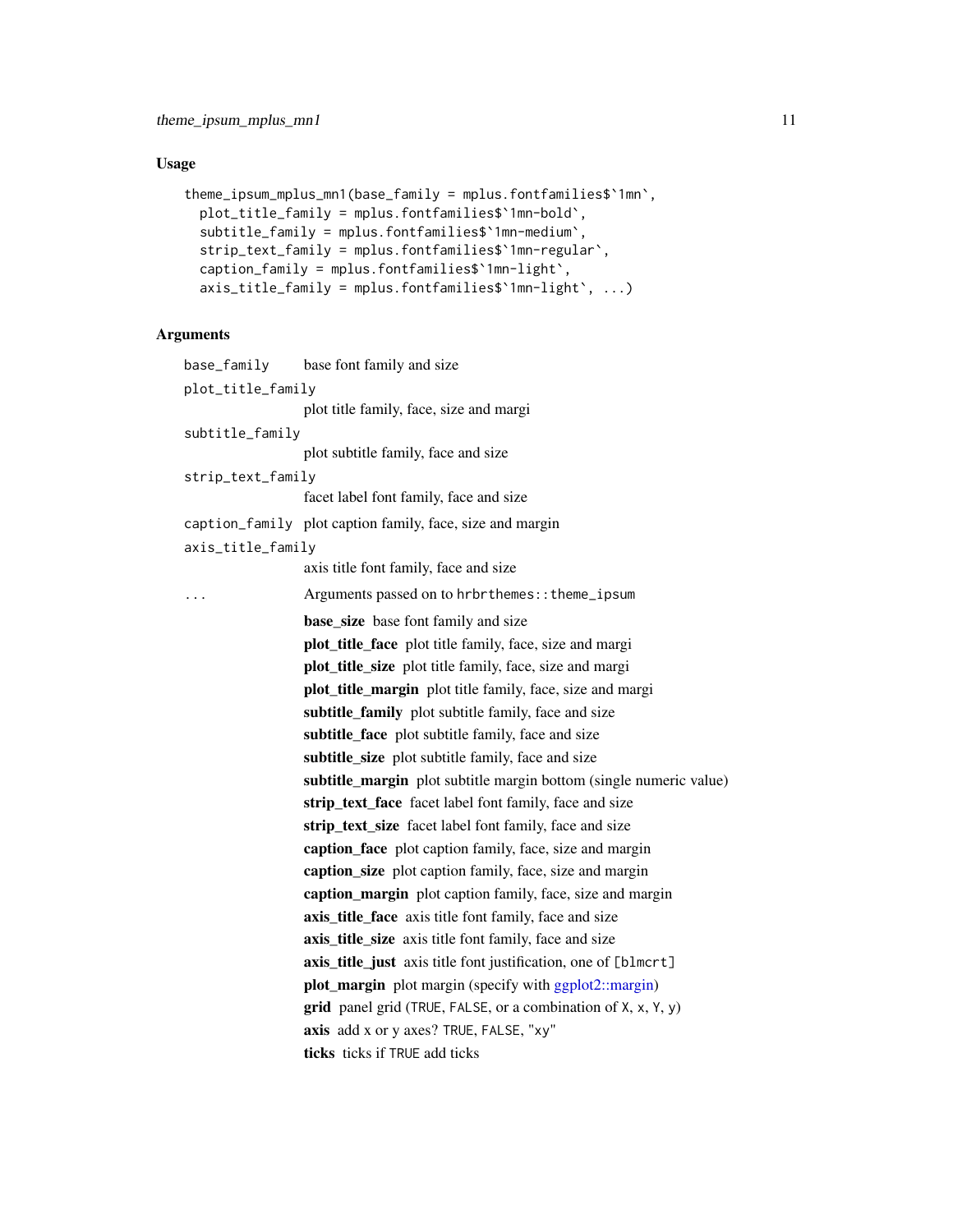## Usage

```
theme_ipsum_mplus_mn1(base_family = mplus.fontfamilies$`1mn`,
  plot_title_family = mplus.fontfamilies$`1mn-bold`,
  subtitle_family = mplus.fontfamilies$`1mn-medium`,
  strip_text_family = mplus.fontfamilies$`1mn-regular`,
  caption_family = mplus.fontfamilies$`1mn-light`,
  axis_title_family = mplus.fontfamilies$`1mn-light`, ...)
```

## Arguments

`base_family` base font family and size

`plot_title_family` plot title family, face, size and margi

`subtitle_family` plot subtitle family, face and size

`strip_text_family` facet label font family, face and size

`caption_family` plot caption family, face, size and margin

`axis_title_family` axis title font family, face and size

`...` Arguments passed on to `hrbrthemes::theme_ipsum`

- **base_size** base font family and size
- **plot_title_face** plot title family, face, size and margi
- **plot_title_size** plot title family, face, size and margi
- **plot_title_margin** plot title family, face, size and margi
- **subtitle_family** plot subtitle family, face and size
- **subtitle_face** plot subtitle family, face and size
- **subtitle_size** plot subtitle family, face and size
- **subtitle_margin** plot subtitle margin bottom (single numeric value)
- **strip_text_face** facet label font family, face and size
- **strip_text_size** facet label font family, face and size
- **caption_face** plot caption family, face, size and margin
- **caption_size** plot caption family, face, size and margin
- **caption_margin** plot caption family, face, size and margin
- **axis_title_face** axis title font family, face and size
- **axis_title_size** axis title font family, face and size
- **axis_title_just** axis title font justification, one of `[blmcrt]`
- **plot_margin** plot margin (specify with ggplot2::margin)
- **grid** panel grid (`TRUE`, `FALSE`, or a combination of `X`, `x`, `Y`, `y`)
- **axis** add x or y axes? `TRUE`, `FALSE`, `"xy"`
- **ticks** ticks if `TRUE` add ticks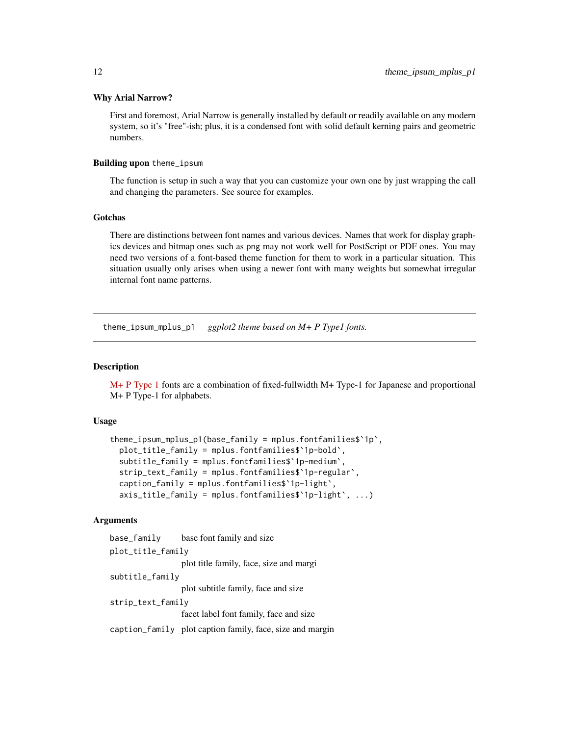### Why Arial Narrow?

First and foremost, Arial Narrow is generally installed by default or readily available on any modern system, so it's "free"-ish; plus, it is a condensed font with solid default kerning pairs and geometric numbers.

### Building upon `theme_ipsum`

The function is setup in such a way that you can customize your own one by just wrapping the call and changing the parameters. See source for examples.

### Gotchas

There are distinctions between font names and various devices. Names that work for display graphics devices and bitmap ones such as png may not work well for PostScript or PDF ones. You may need two versions of a font-based theme function for them to work in a particular situation. This situation usually only arises when using a newer font with many weights but somewhat irregular internal font name patterns.

---

## theme_ipsum_mplus_p1 *ggplot2 theme based on M+ P Type1 fonts.*

### Description

M+ P Type 1 fonts are a combination of fixed-fullwidth M+ Type-1 for Japanese and proportional M+ P Type-1 for alphabets.

### Usage

```
theme_ipsum_mplus_p1(base_family = mplus.fontfamilies$`1p`,
  plot_title_family = mplus.fontfamilies$`1p-bold`,
  subtitle_family = mplus.fontfamilies$`1p-medium`,
  strip_text_family = mplus.fontfamilies$`1p-regular`,
  caption_family = mplus.fontfamilies$`1p-light`,
  axis_title_family = mplus.fontfamilies$`1p-light`, ...)
```

### Arguments

| | |
|---|---|
| `base_family` | base font family and size |
| `plot_title_family` | plot title family, face, size and margi |
| `subtitle_family` | plot subtitle family, face and size |
| `strip_text_family` | facet label font family, face and size |
| `caption_family` | plot caption family, face, size and margin |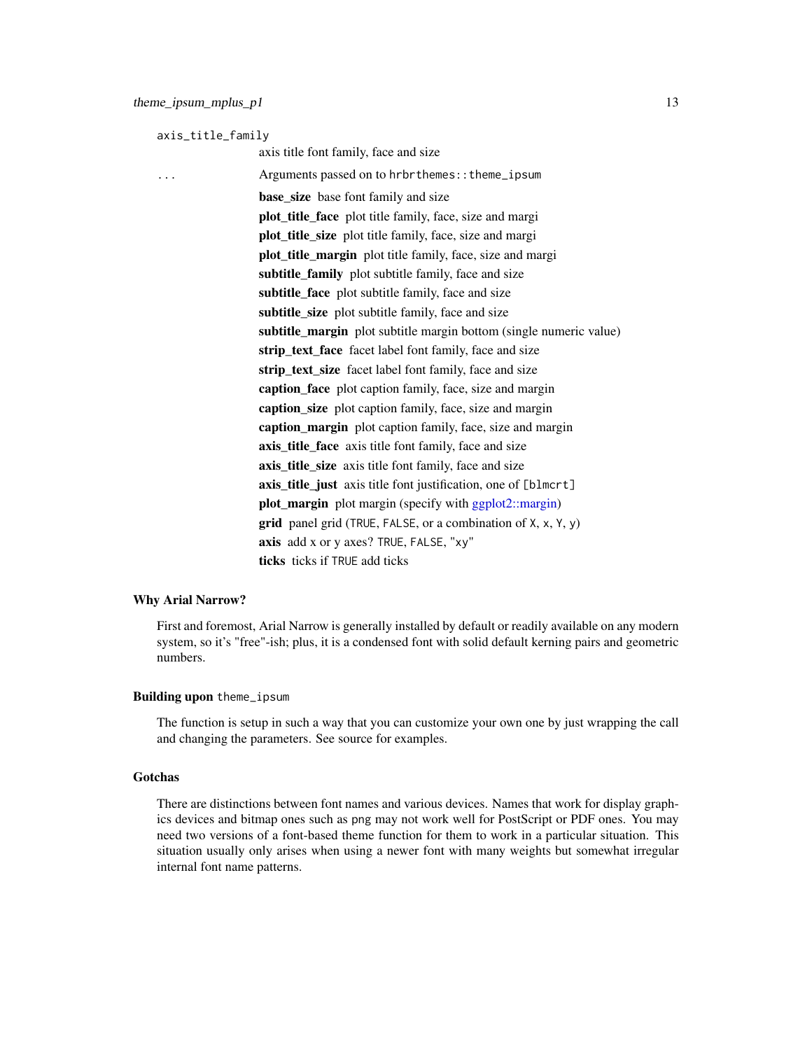`axis_title_family`
: axis title font family, face and size

`...`
: Arguments passed on to `hrbrthemes::theme_ipsum`

  **base_size** base font family and size

  **plot_title_face** plot title family, face, size and margi

  **plot_title_size** plot title family, face, size and margi

  **plot_title_margin** plot title family, face, size and margi

  **subtitle_family** plot subtitle family, face and size

  **subtitle_face** plot subtitle family, face and size

  **subtitle_size** plot subtitle family, face and size

  **subtitle_margin** plot subtitle margin bottom (single numeric value)

  **strip_text_face** facet label font family, face and size

  **strip_text_size** facet label font family, face and size

  **caption_face** plot caption family, face, size and margin

  **caption_size** plot caption family, face, size and margin

  **caption_margin** plot caption family, face, size and margin

  **axis_title_face** axis title font family, face and size

  **axis_title_size** axis title font family, face and size

  **axis_title_just** axis title font justification, one of `[blmcrt]`

  **plot_margin** plot margin (specify with ggplot2::margin)

  **grid** panel grid (`TRUE`, `FALSE`, or a combination of `X`, `x`, `Y`, `y`)

  **axis** add x or y axes? `TRUE`, `FALSE`, `"xy"`

  **ticks** ticks if `TRUE` add ticks

## Why Arial Narrow?

First and foremost, Arial Narrow is generally installed by default or readily available on any modern system, so it's "free"-ish; plus, it is a condensed font with solid default kerning pairs and geometric numbers.

## Building upon `theme_ipsum`

The function is setup in such a way that you can customize your own one by just wrapping the call and changing the parameters. See source for examples.

## Gotchas

There are distinctions between font names and various devices. Names that work for display graphics devices and bitmap ones such as `png` may not work well for PostScript or PDF ones. You may need two versions of a font-based theme function for them to work in a particular situation. This situation usually only arises when using a newer font with many weights but somewhat irregular internal font name patterns.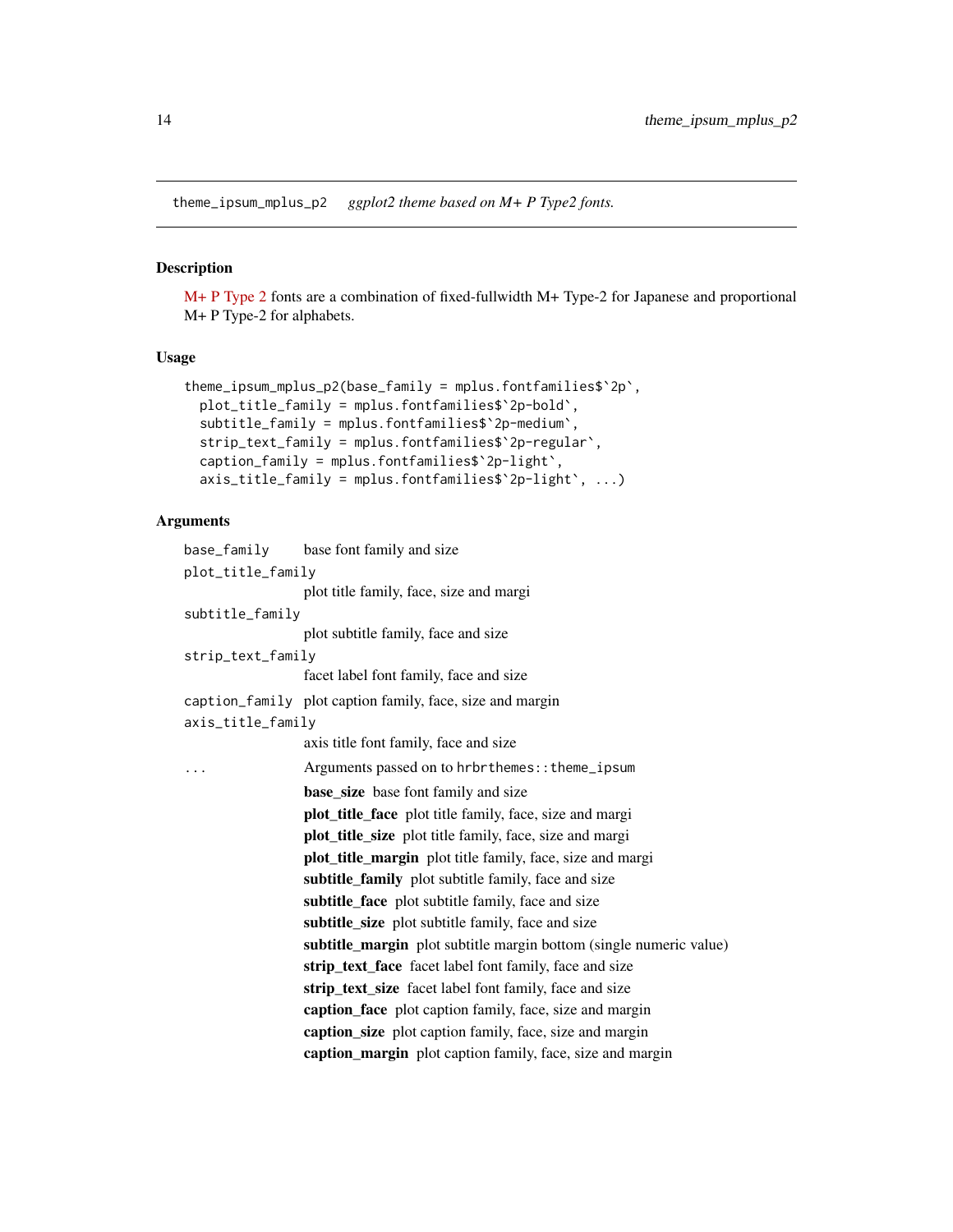# theme_ipsum_mplus_p2 *ggplot2 theme based on M+ P Type2 fonts.*

## Description

M+ P Type 2 fonts are a combination of fixed-fullwidth M+ Type-2 for Japanese and proportional M+ P Type-2 for alphabets.

## Usage

```
theme_ipsum_mplus_p2(base_family = mplus.fontfamilies$`2p`,
  plot_title_family = mplus.fontfamilies$`2p-bold`,
  subtitle_family = mplus.fontfamilies$`2p-medium`,
  strip_text_family = mplus.fontfamilies$`2p-regular`,
  caption_family = mplus.fontfamilies$`2p-light`,
  axis_title_family = mplus.fontfamilies$`2p-light`, ...)
```

## Arguments

`base_family` base font family and size

`plot_title_family` plot title family, face, size and margi

`subtitle_family` plot subtitle family, face and size

`strip_text_family` facet label font family, face and size

`caption_family` plot caption family, face, size and margin

`axis_title_family` axis title font family, face and size

`...` Arguments passed on to `hrbrthemes::theme_ipsum`

- **base_size** base font family and size
- **plot_title_face** plot title family, face, size and margi
- **plot_title_size** plot title family, face, size and margi
- **plot_title_margin** plot title family, face, size and margi
- **subtitle_family** plot subtitle family, face and size
- **subtitle_face** plot subtitle family, face and size
- **subtitle_size** plot subtitle family, face and size
- **subtitle_margin** plot subtitle margin bottom (single numeric value)
- **strip_text_face** facet label font family, face and size
- **strip_text_size** facet label font family, face and size
- **caption_face** plot caption family, face, size and margin
- **caption_size** plot caption family, face, size and margin
- **caption_margin** plot caption family, face, size and margin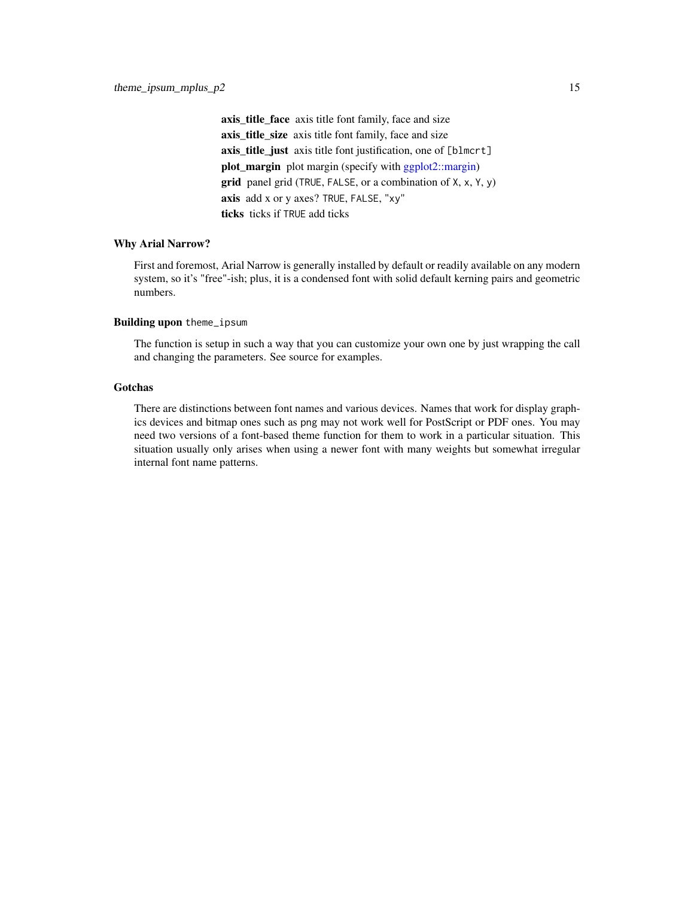**axis_title_face** axis title font family, face and size
**axis_title_size** axis title font family, face and size
**axis_title_just** axis title font justification, one of `[blmcrt]`
**plot_margin** plot margin (specify with ggplot2::margin)
**grid** panel grid (`TRUE`, `FALSE`, or a combination of `X`, `x`, `Y`, `y`)
**axis** add x or y axes? `TRUE`, `FALSE`, `"xy"`
**ticks** ticks if `TRUE` add ticks

### Why Arial Narrow?

First and foremost, Arial Narrow is generally installed by default or readily available on any modern system, so it's "free"-ish; plus, it is a condensed font with solid default kerning pairs and geometric numbers.

### Building upon `theme_ipsum`

The function is setup in such a way that you can customize your own one by just wrapping the call and changing the parameters. See source for examples.

### Gotchas

There are distinctions between font names and various devices. Names that work for display graphics devices and bitmap ones such as `png` may not work well for PostScript or PDF ones. You may need two versions of a font-based theme function for them to work in a particular situation. This situation usually only arises when using a newer font with many weights but somewhat irregular internal font name patterns.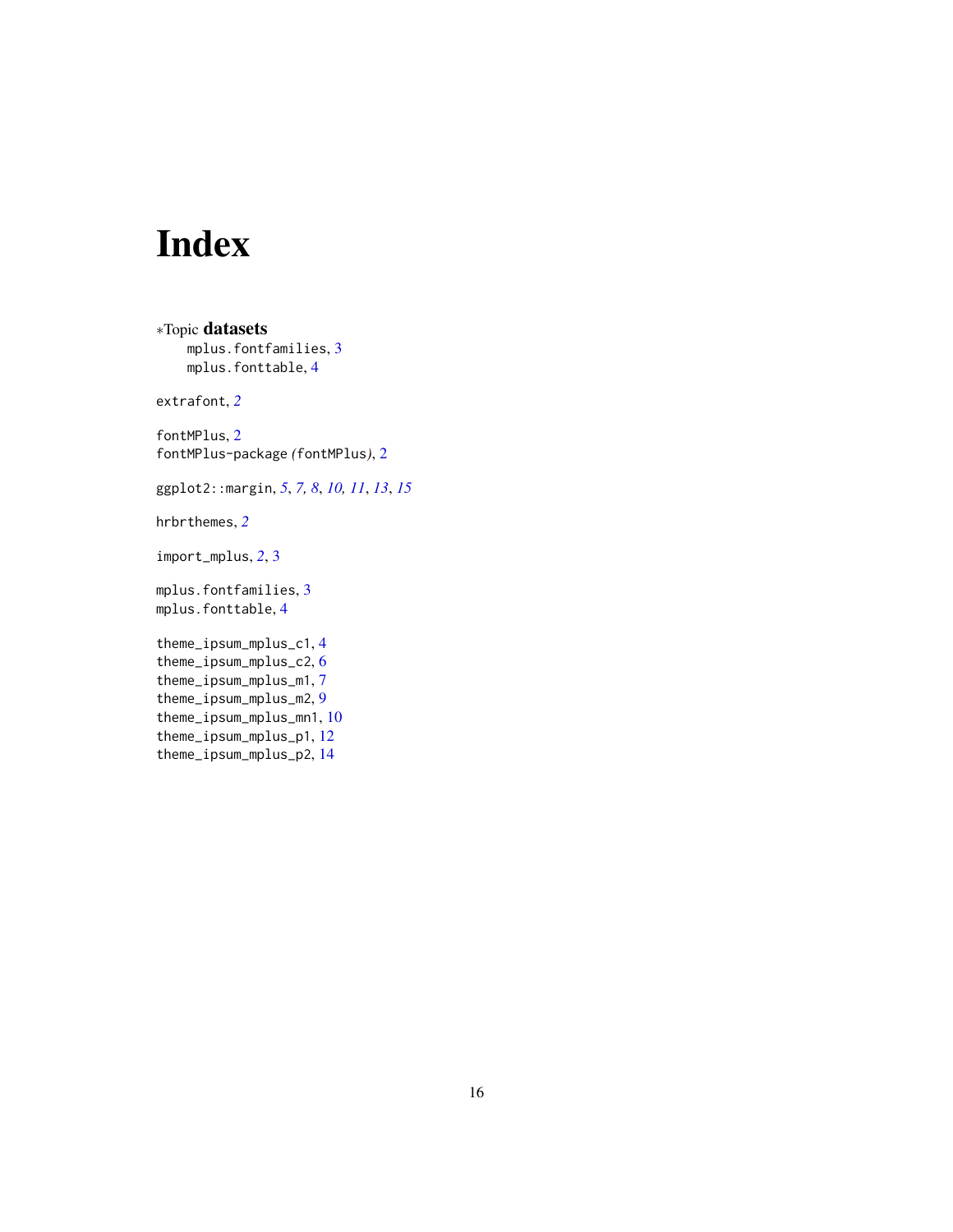# Index

∗Topic **datasets**
    mplus.fontfamilies, 3
    mplus.fonttable, 4

extrafont, *2*

fontMPlus, 2
fontMPlus-package *(*fontMPlus*)*, 2

ggplot2::margin, *5*, *7, 8*, *10, 11*, *13*, *15*

hrbrthemes, *2*

import_mplus, *2*, 3

mplus.fontfamilies, 3
mplus.fonttable, 4

theme_ipsum_mplus_c1, 4
theme_ipsum_mplus_c2, 6
theme_ipsum_mplus_m1, 7
theme_ipsum_mplus_m2, 9
theme_ipsum_mplus_mn1, 10
theme_ipsum_mplus_p1, 12
theme_ipsum_mplus_p2, 14